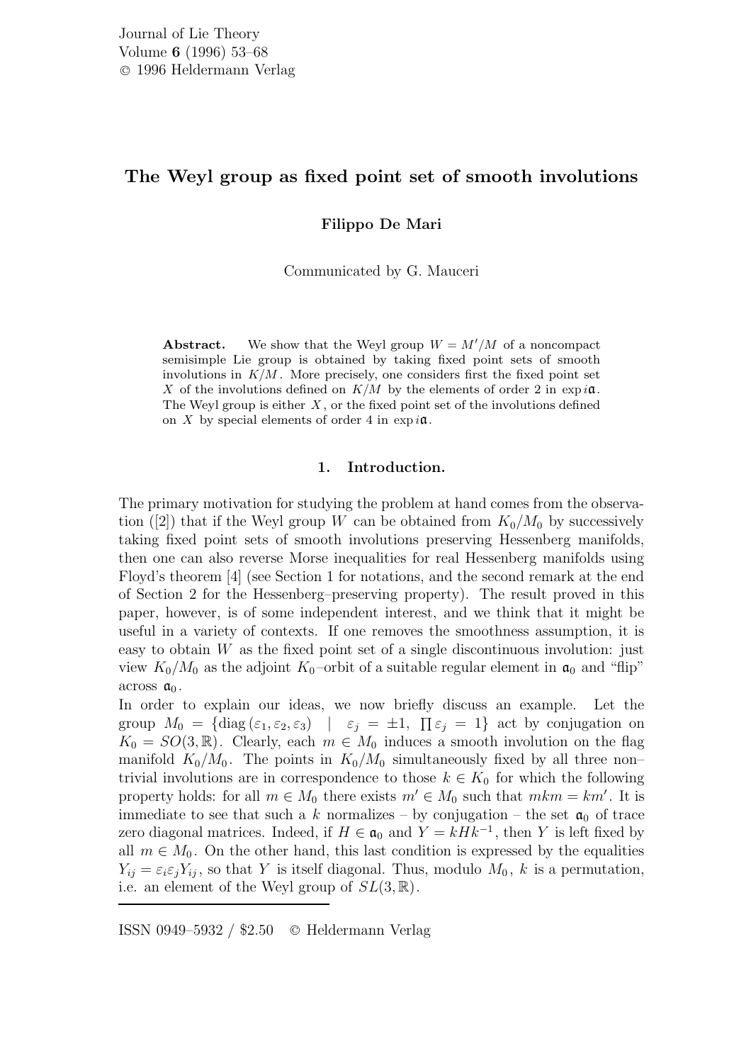# The Weyl group as fixed point set of smooth involutions

**Filippo De Mari**

Communicated by G. Mauceri

**Abstract.** We show that the Weyl group $W = M'/M$ of a noncompact semisimple Lie group is obtained by taking fixed point sets of smooth involutions in $K/M$. More precisely, one considers first the fixed point set $X$ of the involutions defined on $K/M$ by the elements of order 2 in $\exp i\mathfrak{a}$. The Weyl group is either $X$, or the fixed point set of the involutions defined on $X$ by special elements of order 4 in $\exp i\mathfrak{a}$.

## 1. Introduction.

The primary motivation for studying the problem at hand comes from the observation ([2]) that if the Weyl group $W$ can be obtained from $K_0/M_0$ by successively taking fixed point sets of smooth involutions preserving Hessenberg manifolds, then one can also reverse Morse inequalities for real Hessenberg manifolds using Floyd's theorem [4] (see Section 1 for notations, and the second remark at the end of Section 2 for the Hessenberg–preserving property). The result proved in this paper, however, is of some independent interest, and we think that it might be useful in a variety of contexts. If one removes the smoothness assumption, it is easy to obtain $W$ as the fixed point set of a single discontinuous involution: just view $K_0/M_0$ as the adjoint $K_0$–orbit of a suitable regular element in $\mathfrak{a}_0$ and "flip" across $\mathfrak{a}_0$.

In order to explain our ideas, we now briefly discuss an example. Let the group $M_0 = \{\operatorname{diag}(\varepsilon_1, \varepsilon_2, \varepsilon_3) \mid \varepsilon_j = \pm 1, \prod \varepsilon_j = 1\}$ act by conjugation on $K_0 = SO(3,\mathbb{R})$. Clearly, each $m \in M_0$ induces a smooth involution on the flag manifold $K_0/M_0$. The points in $K_0/M_0$ simultaneously fixed by all three non–trivial involutions are in correspondence to those $k \in K_0$ for which the following property holds: for all $m \in M_0$ there exists $m' \in M_0$ such that $mkm = km'$. It is immediate to see that such a $k$ normalizes – by conjugation – the set $\mathfrak{a}_0$ of trace zero diagonal matrices. Indeed, if $H \in \mathfrak{a}_0$ and $Y = kHk^{-1}$, then $Y$ is left fixed by all $m \in M_0$. On the other hand, this last condition is expressed by the equalities $Y_{ij} = \varepsilon_i\varepsilon_j Y_{ij}$, so that $Y$ is itself diagonal. Thus, modulo $M_0$, $k$ is a permutation, i.e. an element of the Weyl group of $SL(3,\mathbb{R})$.

ISSN 0949–5932 / \$2.50 © Heldermann Verlag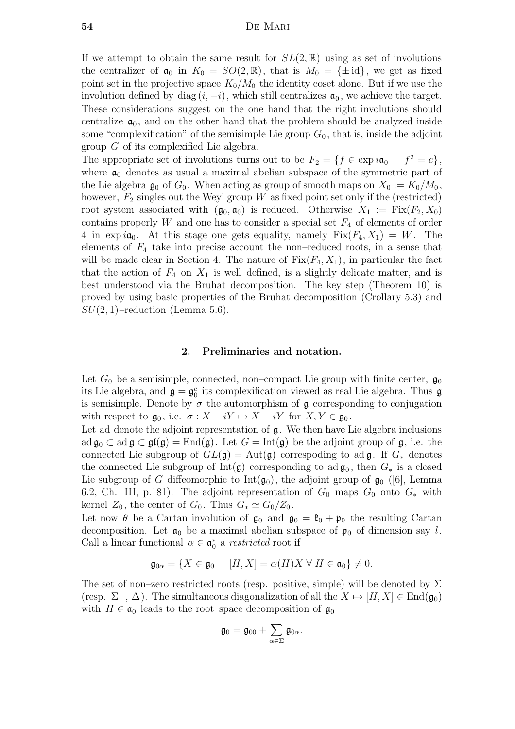If we attempt to obtain the same result for $SL(2,\mathbb{R})$ using as set of involutions the centralizer of $\mathfrak{a}_0$ in $K_0 = SO(2,\mathbb{R})$, that is $M_0 = \{\pm\,\mathrm{id}\}$, we get as fixed point set in the projective space $K_0/M_0$ the identity coset alone. But if we use the involution defined by $\mathrm{diag}\,(i,-i)$, which still centralizes $\mathfrak{a}_0$, we achieve the target. These considerations suggest on the one hand that the right involutions should centralize $\mathfrak{a}_0$, and on the other hand that the problem should be analyzed inside some "complexification" of the semisimple Lie group $G_0$, that is, inside the adjoint group $G$ of its complexified Lie algebra.

The appropriate set of involutions turns out to be $F_2 = \{f \in \exp i\mathfrak{a}_0 \mid f^2 = e\}$, where $\mathfrak{a}_0$ denotes as usual a maximal abelian subspace of the symmetric part of the Lie algebra $\mathfrak{g}_0$ of $G_0$. When acting as group of smooth maps on $X_0 := K_0/M_0$, however, $F_2$ singles out the Weyl group $W$ as fixed point set only if the (restricted) root system associated with $(\mathfrak{g}_0, \mathfrak{a}_0)$ is reduced. Otherwise $X_1 := \mathrm{Fix}(F_2, X_0)$ contains properly $W$ and one has to consider a special set $F_4$ of elements of order 4 in $\exp i\mathfrak{a}_0$. At this stage one gets equality, namely $\mathrm{Fix}(F_4, X_1) = W$. The elements of $F_4$ take into precise account the non–reduced roots, in a sense that will be made clear in Section 4. The nature of $\mathrm{Fix}(F_4, X_1)$, in particular the fact that the action of $F_4$ on $X_1$ is well–defined, is a slightly delicate matter, and is best understood via the Bruhat decomposition. The key step (Theorem 10) is proved by using basic properties of the Bruhat decomposition (Crollary 5.3) and $SU(2,1)$–reduction (Lemma 5.6).

## 2. Preliminaries and notation.

Let $G_0$ be a semisimple, connected, non–compact Lie group with finite center, $\mathfrak{g}_0$ its Lie algebra, and $\mathfrak{g} = \mathfrak{g}_0^c$ its complexification viewed as real Lie algebra. Thus $\mathfrak{g}$ is semisimple. Denote by $\sigma$ the automorphism of $\mathfrak{g}$ corresponding to conjugation with respect to $\mathfrak{g}_0$, i.e. $\sigma : X + iY \mapsto X - iY$ for $X, Y \in \mathfrak{g}_0$.

Let ad denote the adjoint representation of $\mathfrak{g}$. We then have Lie algebra inclusions $\mathrm{ad}\,\mathfrak{g}_0 \subset \mathrm{ad}\,\mathfrak{g} \subset \mathfrak{gl}(\mathfrak{g}) = \mathrm{End}(\mathfrak{g})$. Let $G = \mathrm{Int}(\mathfrak{g})$ be the adjoint group of $\mathfrak{g}$, i.e. the connected Lie subgroup of $GL(\mathfrak{g}) = \mathrm{Aut}(\mathfrak{g})$ correspoding to $\mathrm{ad}\,\mathfrak{g}$. If $G_*$ denotes the connected Lie subgroup of $\mathrm{Int}(\mathfrak{g})$ corresponding to $\mathrm{ad}\,\mathfrak{g}_0$, then $G_*$ is a closed Lie subgroup of $G$ diffeomorphic to $\mathrm{Int}(\mathfrak{g}_0)$, the adjoint group of $\mathfrak{g}_0$ ([6], Lemma 6.2, Ch. III, p.181). The adjoint representation of $G_0$ maps $G_0$ onto $G_*$ with kernel $Z_0$, the center of $G_0$. Thus $G_* \simeq G_0/Z_0$.

Let now $\theta$ be a Cartan involution of $\mathfrak{g}_0$ and $\mathfrak{g}_0 = \mathfrak{k}_0 + \mathfrak{p}_0$ the resulting Cartan decomposition. Let $\mathfrak{a}_0$ be a maximal abelian subspace of $\mathfrak{p}_0$ of dimension say $l$. Call a linear functional $\alpha \in \mathfrak{a}_0^*$ a *restricted* root if

$$\mathfrak{g}_{0\alpha} = \{X \in \mathfrak{g}_0 \mid [H, X] = \alpha(H)X \;\forall\; H \in \mathfrak{a}_0\} \neq 0.$$

The set of non–zero restricted roots (resp. positive, simple) will be denoted by $\Sigma$ (resp. $\Sigma^+$, $\Delta$). The simultaneous diagonalization of all the $X \mapsto [H, X] \in \mathrm{End}(\mathfrak{g}_0)$ with $H \in \mathfrak{a}_0$ leads to the root–space decomposition of $\mathfrak{g}_0$

$$\mathfrak{g}_0 = \mathfrak{g}_{00} + \sum_{\alpha \in \Sigma} \mathfrak{g}_{0\alpha}.$$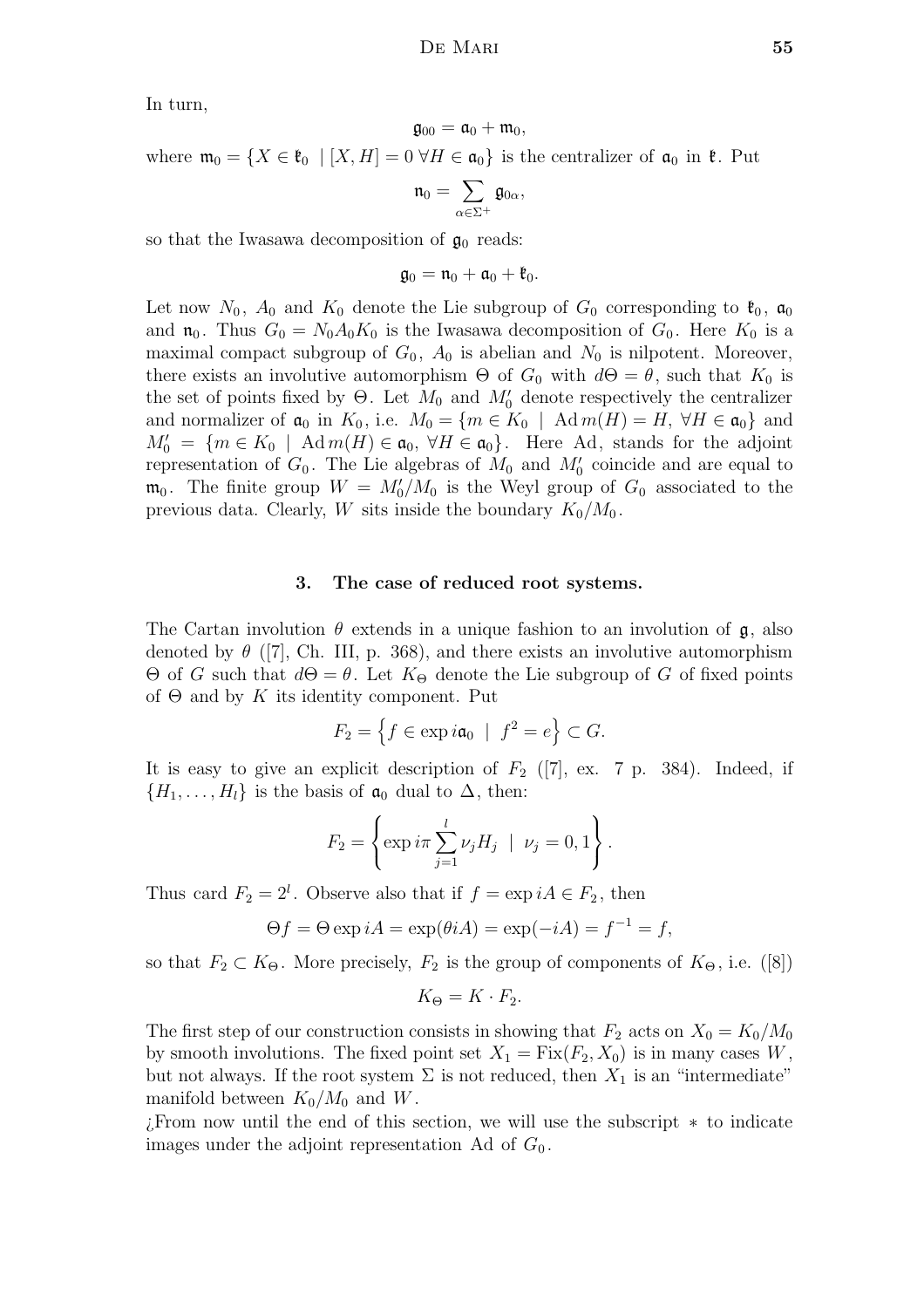In turn,

$$\mathfrak{g}_{00} = \mathfrak{a}_0 + \mathfrak{m}_0,$$

where $\mathfrak{m}_0 = \{X \in \mathfrak{k}_0 \mid [X, H] = 0 \, \forall H \in \mathfrak{a}_0\}$ is the centralizer of $\mathfrak{a}_0$ in $\mathfrak{k}$. Put

$$\mathfrak{n}_0 = \sum_{\alpha \in \Sigma^+} \mathfrak{g}_{0\alpha},$$

so that the Iwasawa decomposition of $\mathfrak{g}_0$ reads:

$$\mathfrak{g}_0 = \mathfrak{n}_0 + \mathfrak{a}_0 + \mathfrak{k}_0.$$

Let now $N_0$, $A_0$ and $K_0$ denote the Lie subgroup of $G_0$ corresponding to $\mathfrak{k}_0$, $\mathfrak{a}_0$ and $\mathfrak{n}_0$. Thus $G_0 = N_0 A_0 K_0$ is the Iwasawa decomposition of $G_0$. Here $K_0$ is a maximal compact subgroup of $G_0$, $A_0$ is abelian and $N_0$ is nilpotent. Moreover, there exists an involutive automorphism $\Theta$ of $G_0$ with $d\Theta = \theta$, such that $K_0$ is the set of points fixed by $\Theta$. Let $M_0$ and $M_0'$ denote respectively the centralizer and normalizer of $\mathfrak{a}_0$ in $K_0$, i.e. $M_0 = \{m \in K_0 \mid \operatorname{Ad} m(H) = H, \, \forall H \in \mathfrak{a}_0\}$ and $M_0' = \{m \in K_0 \mid \operatorname{Ad} m(H) \in \mathfrak{a}_0, \, \forall H \in \mathfrak{a}_0\}$. Here Ad, stands for the adjoint representation of $G_0$. The Lie algebras of $M_0$ and $M_0'$ coincide and are equal to $\mathfrak{m}_0$. The finite group $W = M_0'/M_0$ is the Weyl group of $G_0$ associated to the previous data. Clearly, $W$ sits inside the boundary $K_0/M_0$.

## 3. The case of reduced root systems.

The Cartan involution $\theta$ extends in a unique fashion to an involution of $\mathfrak{g}$, also denoted by $\theta$ ([7], Ch. III, p. 368), and there exists an involutive automorphism $\Theta$ of $G$ such that $d\Theta = \theta$. Let $K_\Theta$ denote the Lie subgroup of $G$ of fixed points of $\Theta$ and by $K$ its identity component. Put

$$F_2 = \left\{ f \in \exp i\mathfrak{a}_0 \mid f^2 = e \right\} \subset G.$$

It is easy to give an explicit description of $F_2$ ([7], ex. 7 p. 384). Indeed, if $\{H_1, \ldots, H_l\}$ is the basis of $\mathfrak{a}_0$ dual to $\Delta$, then:

$$F_2 = \left\{ \exp i\pi \sum_{j=1}^{l} \nu_j H_j \mid \nu_j = 0, 1 \right\}.$$

Thus card $F_2 = 2^l$. Observe also that if $f = \exp iA \in F_2$, then

$$\Theta f = \Theta \exp iA = \exp(\theta iA) = \exp(-iA) = f^{-1} = f,$$

so that $F_2 \subset K_\Theta$. More precisely, $F_2$ is the group of components of $K_\Theta$, i.e. ([8])

$$K_\Theta = K \cdot F_2.$$

The first step of our construction consists in showing that $F_2$ acts on $X_0 = K_0/M_0$ by smooth involutions. The fixed point set $X_1 = \operatorname{Fix}(F_2, X_0)$ is in many cases $W$, but not always. If the root system $\Sigma$ is not reduced, then $X_1$ is an "intermediate" manifold between $K_0/M_0$ and $W$.

¿From now until the end of this section, we will use the subscript $*$ to indicate images under the adjoint representation Ad of $G_0$.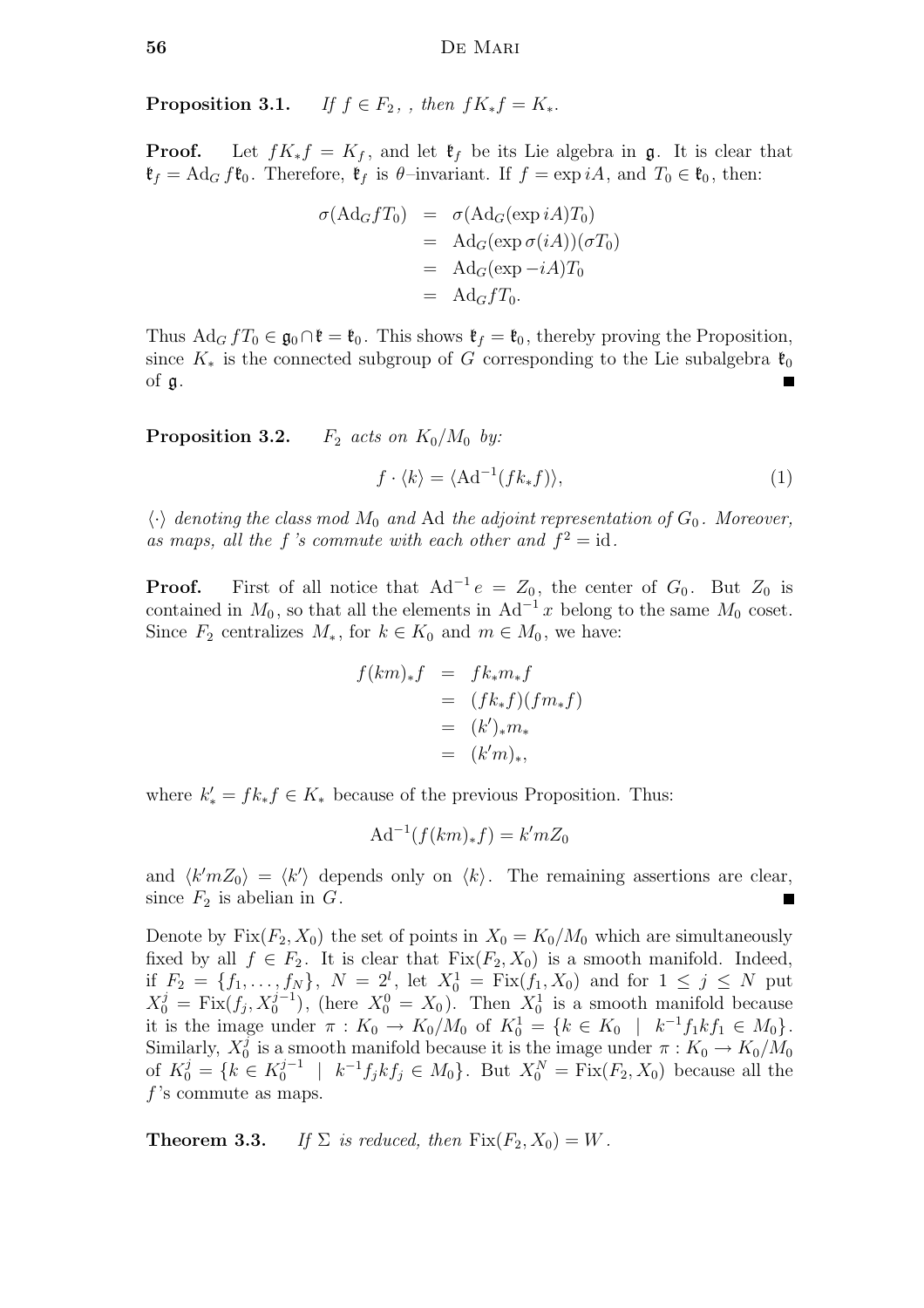**Proposition 3.1.** *If $f \in F_2$, , then $fK_*f = K_*$.*

**Proof.** Let $fK_*f = K_f$, and let $\mathfrak{k}_f$ be its Lie algebra in $\mathfrak{g}$. It is clear that $\mathfrak{k}_f = \mathrm{Ad}_G f\mathfrak{k}_0$. Therefore, $\mathfrak{k}_f$ is $\theta$–invariant. If $f = \exp iA$, and $T_0 \in \mathfrak{k}_0$, then:

$$
\begin{aligned}
\sigma(\mathrm{Ad}_G f T_0) &= \sigma(\mathrm{Ad}_G(\exp iA)T_0) \\
&= \mathrm{Ad}_G(\exp \sigma(iA))(\sigma T_0) \\
&= \mathrm{Ad}_G(\exp -iA)T_0 \\
&= \mathrm{Ad}_G f T_0.
\end{aligned}
$$

Thus $\mathrm{Ad}_G f T_0 \in \mathfrak{g}_0 \cap \mathfrak{k} = \mathfrak{k}_0$. This shows $\mathfrak{k}_f = \mathfrak{k}_0$, thereby proving the Proposition, since $K_*$ is the connected subgroup of $G$ corresponding to the Lie subalgebra $\mathfrak{k}_0$ of $\mathfrak{g}$. ∎

**Proposition 3.2.** *$F_2$ acts on $K_0/M_0$ by:*

$$
f \cdot \langle k \rangle = \langle \mathrm{Ad}^{-1}(fk_*f) \rangle, \tag{1}
$$

*$\langle \cdot \rangle$ denoting the class mod $M_0$ and $\mathrm{Ad}$ the adjoint representation of $G_0$. Moreover, as maps, all the $f$'s commute with each other and $f^2 = \mathrm{id}$.*

**Proof.** First of all notice that $\mathrm{Ad}^{-1} e = Z_0$, the center of $G_0$. But $Z_0$ is contained in $M_0$, so that all the elements in $\mathrm{Ad}^{-1} x$ belong to the same $M_0$ coset. Since $F_2$ centralizes $M_*$, for $k \in K_0$ and $m \in M_0$, we have:

$$
\begin{aligned}
f(km)_*f &= fk_*m_*f \\
&= (fk_*f)(fm_*f) \\
&= (k')_*m_* \\
&= (k'm)_*,
\end{aligned}
$$

where $k'_* = fk_*f \in K_*$ because of the previous Proposition. Thus:

$$
\mathrm{Ad}^{-1}(f(km)_*f) = k'mZ_0
$$

and $\langle k'mZ_0 \rangle = \langle k' \rangle$ depends only on $\langle k \rangle$. The remaining assertions are clear, since $F_2$ is abelian in $G$. ∎

Denote by $\mathrm{Fix}(F_2, X_0)$ the set of points in $X_0 = K_0/M_0$ which are simultaneously fixed by all $f \in F_2$. It is clear that $\mathrm{Fix}(F_2, X_0)$ is a smooth manifold. Indeed, if $F_2 = \{f_1, \ldots, f_N\}$, $N = 2^l$, let $X_0^1 = \mathrm{Fix}(f_1, X_0)$ and for $1 \leq j \leq N$ put $X_0^j = \mathrm{Fix}(f_j, X_0^{j-1})$, (here $X_0^0 = X_0$). Then $X_0^1$ is a smooth manifold because it is the image under $\pi : K_0 \to K_0/M_0$ of $K_0^1 = \{k \in K_0 \mid k^{-1}f_1kf_1 \in M_0\}$. Similarly, $X_0^j$ is a smooth manifold because it is the image under $\pi : K_0 \to K_0/M_0$ of $K_0^j = \{k \in K_0^{j-1} \mid k^{-1}f_jkf_j \in M_0\}$. But $X_0^N = \mathrm{Fix}(F_2, X_0)$ because all the $f$'s commute as maps.

**Theorem 3.3.** *If $\Sigma$ is reduced, then $\mathrm{Fix}(F_2, X_0) = W$.*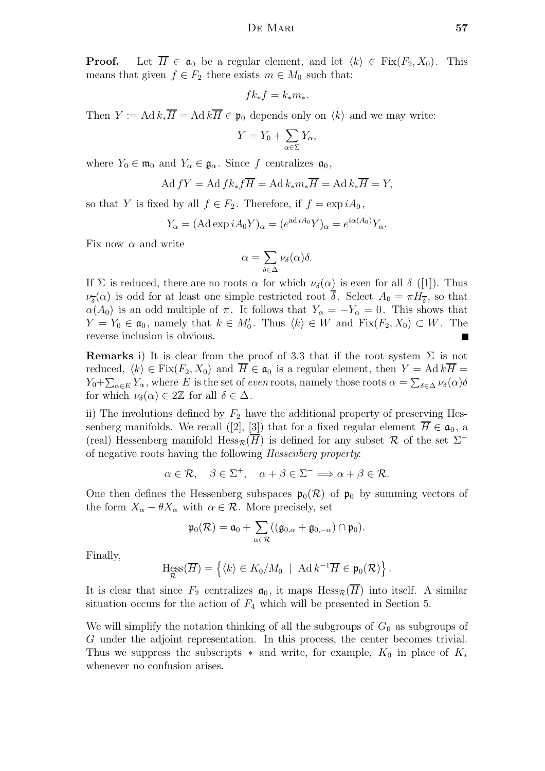**Proof.** Let $\overline{H} \in \mathfrak{a}_0$ be a regular element, and let $\langle k \rangle \in \mathrm{Fix}(F_2, X_0)$. This means that given $f \in F_2$ there exists $m \in M_0$ such that:

$$fk_*f = k_*m_*.$$

Then $Y := \mathrm{Ad}\, k_*\overline{H} = \mathrm{Ad}\, k\overline{H} \in \mathfrak{p}_0$ depends only on $\langle k \rangle$ and we may write:

$$Y = Y_0 + \sum_{\alpha \in \Sigma} Y_\alpha,$$

where $Y_0 \in \mathfrak{m}_0$ and $Y_\alpha \in \mathfrak{g}_\alpha$. Since $f$ centralizes $\mathfrak{a}_0$,

$$\mathrm{Ad}\, fY = \mathrm{Ad}\, fk_*f\overline{H} = \mathrm{Ad}\, k_*m_*\overline{H} = \mathrm{Ad}\, k_*\overline{H} = Y,$$

so that $Y$ is fixed by all $f \in F_2$. Therefore, if $f = \exp iA_0$,

$$Y_\alpha = (\mathrm{Ad} \exp iA_0 Y)_\alpha = (e^{\mathrm{ad}\, iA_0}Y)_\alpha = e^{i\alpha(A_0)}Y_\alpha.$$

Fix now $\alpha$ and write

$$\alpha = \sum_{\delta \in \Delta} \nu_\delta(\alpha)\delta.$$

If $\Sigma$ is reduced, there are no roots $\alpha$ for which $\nu_\delta(\alpha)$ is even for all $\delta$ ([1]). Thus $\nu_{\overline{\delta}}(\alpha)$ is odd for at least one simple restricted root $\overline{\delta}$. Select $A_0 = \pi H_{\overline{\delta}}$, so that $\alpha(A_0)$ is an odd multiple of $\pi$. It follows that $Y_\alpha = -Y_\alpha = 0$. This shows that $Y = Y_0 \in \mathfrak{a}_0$, namely that $k \in M_0'$. Thus $\langle k \rangle \in W$ and $\mathrm{Fix}(F_2, X_0) \subset W$. The reverse inclusion is obvious. ∎

**Remarks** i) It is clear from the proof of 3.3 that if the root system $\Sigma$ is not reduced, $\langle k \rangle \in \mathrm{Fix}(F_2, X_0)$ and $\overline{H} \in \mathfrak{a}_0$ is a regular element, then $Y = \mathrm{Ad}\, k\overline{H} = Y_0 + \sum_{\alpha \in E} Y_\alpha$, where $E$ is the set of *even* roots, namely those roots $\alpha = \sum_{\delta \in \Delta} \nu_\delta(\alpha)\delta$ for which $\nu_\delta(\alpha) \in 2\mathbb{Z}$ for all $\delta \in \Delta$.

ii) The involutions defined by $F_2$ have the additional property of preserving Hessenberg manifolds. We recall ([2], [3]) that for a fixed regular element $\overline{H} \in \mathfrak{a}_0$, a (real) Hessenberg manifold $\mathrm{Hess}_{\mathcal{R}}(\overline{H})$ is defined for any subset $\mathcal{R}$ of the set $\Sigma^-$ of negative roots having the following *Hessenberg property*:

$$\alpha \in \mathcal{R}, \quad \beta \in \Sigma^+, \quad \alpha + \beta \in \Sigma^- \Longrightarrow \alpha + \beta \in \mathcal{R}.$$

One then defines the Hessenberg subspaces $\mathfrak{p}_0(\mathcal{R})$ of $\mathfrak{p}_0$ by summing vectors of the form $X_\alpha - \theta X_\alpha$ with $\alpha \in \mathcal{R}$. More precisely, set

$$\mathfrak{p}_0(\mathcal{R}) = \mathfrak{a}_0 + \sum_{\alpha \in \mathcal{R}} ((\mathfrak{g}_{0,\alpha} + \mathfrak{g}_{0,-\alpha}) \cap \mathfrak{p}_0).$$

Finally,

$$\mathop{\mathrm{Hess}}_{\mathcal{R}}(\overline{H}) = \left\{ \langle k \rangle \in K_0/M_0 \;\mid\; \mathrm{Ad}\, k^{-1}\overline{H} \in \mathfrak{p}_0(\mathcal{R}) \right\}.$$

It is clear that since $F_2$ centralizes $\mathfrak{a}_0$, it maps $\mathrm{Hess}_{\mathcal{R}}(\overline{H})$ into itself. A similar situation occurs for the action of $F_4$ which will be presented in Section 5.

We will simplify the notation thinking of all the subgroups of $G_0$ as subgroups of $G$ under the adjoint representation. In this process, the center becomes trivial. Thus we suppress the subscripts $*$ and write, for example, $K_0$ in place of $K_*$ whenever no confusion arises.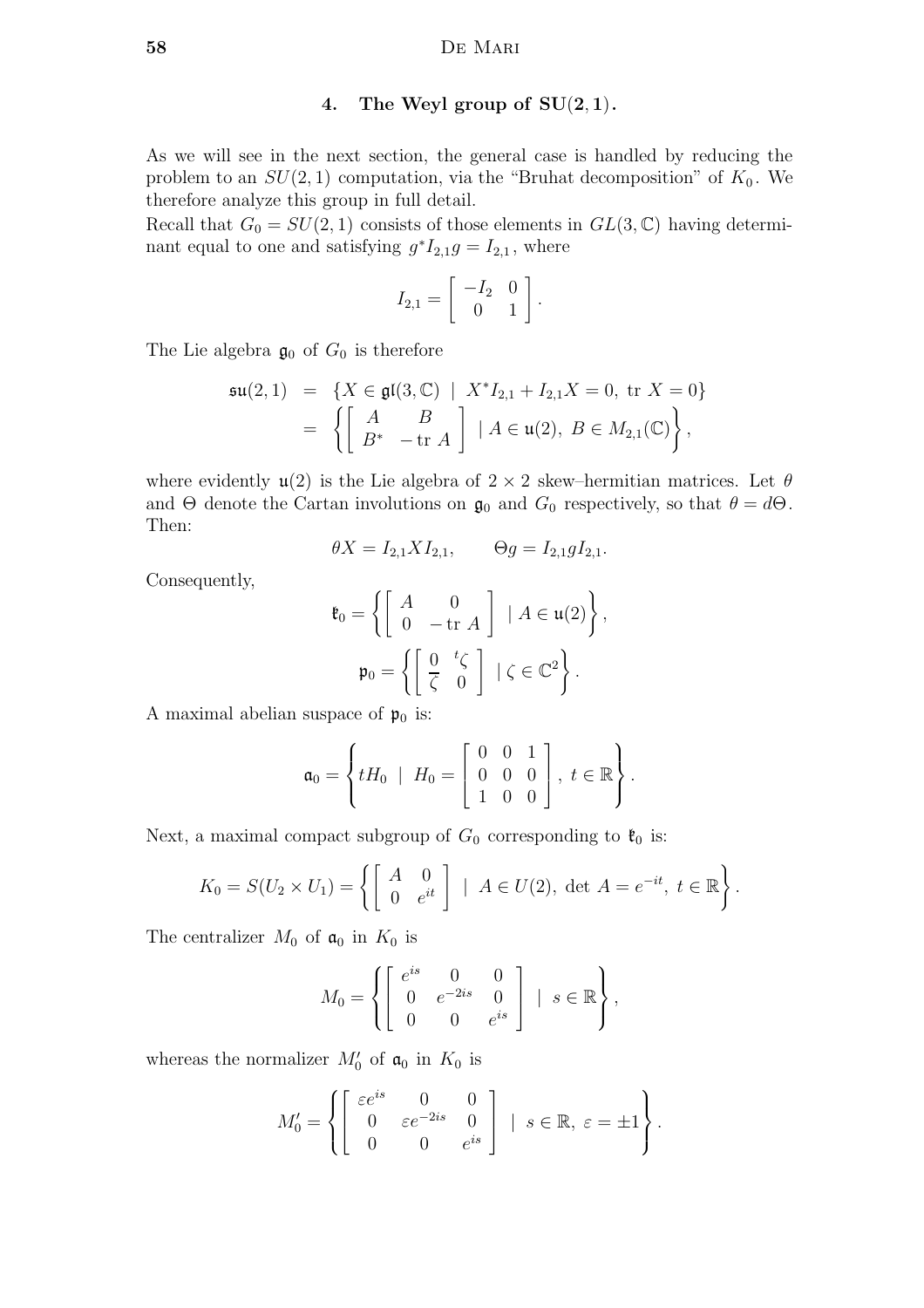## 4. The Weyl group of $\mathbf{SU(2,1)}$.

As we will see in the next section, the general case is handled by reducing the problem to an $SU(2,1)$ computation, via the "Bruhat decomposition" of $K_0$. We therefore analyze this group in full detail.

Recall that $G_0 = SU(2,1)$ consists of those elements in $GL(3,\mathbb{C})$ having determinant equal to one and satisfying $g^* I_{2,1} g = I_{2,1}$, where

$$I_{2,1} = \begin{bmatrix} -I_2 & 0 \\ 0 & 1 \end{bmatrix}.$$

The Lie algebra $\mathfrak{g}_0$ of $G_0$ is therefore

$$\begin{aligned} \mathfrak{su}(2,1) &= \{X \in \mathfrak{gl}(3,\mathbb{C}) \mid X^* I_{2,1} + I_{2,1} X = 0,\ \mathrm{tr}\ X = 0\} \\ &= \left\{ \begin{bmatrix} A & B \\ B^* & -\mathrm{tr}\ A \end{bmatrix} \mid A \in \mathfrak{u}(2),\ B \in M_{2,1}(\mathbb{C}) \right\}, \end{aligned}$$

where evidently $\mathfrak{u}(2)$ is the Lie algebra of $2 \times 2$ skew–hermitian matrices. Let $\theta$ and $\Theta$ denote the Cartan involutions on $\mathfrak{g}_0$ and $G_0$ respectively, so that $\theta = d\Theta$. Then:

$$\theta X = I_{2,1} X I_{2,1}, \qquad \Theta g = I_{2,1} g I_{2,1}.$$

Consequently,

$$\mathfrak{k}_0 = \left\{ \begin{bmatrix} A & 0 \\ 0 & -\mathrm{tr}\ A \end{bmatrix} \mid A \in \mathfrak{u}(2) \right\},$$

$$\mathfrak{p}_0 = \left\{ \begin{bmatrix} 0 & {}^t\zeta \\ \overline{\zeta} & 0 \end{bmatrix} \mid \zeta \in \mathbb{C}^2 \right\}.$$

A maximal abelian suspace of $\mathfrak{p}_0$ is:

$$\mathfrak{a}_0 = \left\{ tH_0 \mid H_0 = \begin{bmatrix} 0 & 0 & 1 \\ 0 & 0 & 0 \\ 1 & 0 & 0 \end{bmatrix},\ t \in \mathbb{R} \right\}.$$

Next, a maximal compact subgroup of $G_0$ corresponding to $\mathfrak{k}_0$ is:

$$K_0 = S(U_2 \times U_1) = \left\{ \begin{bmatrix} A & 0 \\ 0 & e^{it} \end{bmatrix} \mid A \in U(2),\ \det A = e^{-it},\ t \in \mathbb{R} \right\}.$$

The centralizer $M_0$ of $\mathfrak{a}_0$ in $K_0$ is

$$M_0 = \left\{ \begin{bmatrix} e^{is} & 0 & 0 \\ 0 & e^{-2is} & 0 \\ 0 & 0 & e^{is} \end{bmatrix} \mid s \in \mathbb{R} \right\},$$

whereas the normalizer $M_0'$ of $\mathfrak{a}_0$ in $K_0$ is

$$M_0' = \left\{ \begin{bmatrix} \varepsilon e^{is} & 0 & 0 \\ 0 & \varepsilon e^{-2is} & 0 \\ 0 & 0 & e^{is} \end{bmatrix} \mid s \in \mathbb{R},\ \varepsilon = \pm 1 \right\}.$$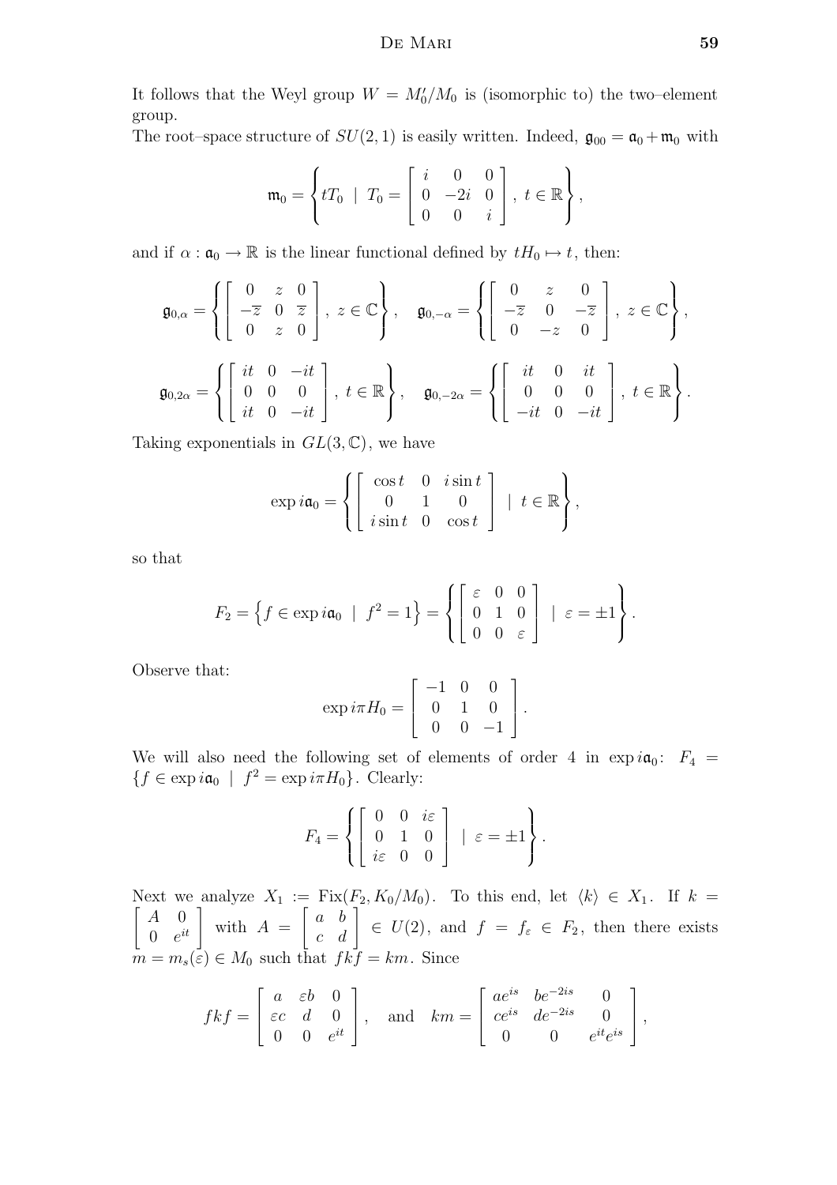It follows that the Weyl group $W = M_0'/M_0$ is (isomorphic to) the two–element group.

The root–space structure of $SU(2,1)$ is easily written. Indeed, $\mathfrak{g}_{00} = \mathfrak{a}_0 + \mathfrak{m}_0$ with

$$\mathfrak{m}_0 = \left\{ tT_0 \;\mid\; T_0 = \begin{bmatrix} i & 0 & 0 \\ 0 & -2i & 0 \\ 0 & 0 & i \end{bmatrix},\; t \in \mathbb{R} \right\},$$

and if $\alpha : \mathfrak{a}_0 \to \mathbb{R}$ is the linear functional defined by $tH_0 \mapsto t$, then:

$$\mathfrak{g}_{0,\alpha} = \left\{ \begin{bmatrix} 0 & z & 0 \\ -\overline{z} & 0 & \overline{z} \\ 0 & z & 0 \end{bmatrix},\; z \in \mathbb{C} \right\}, \quad \mathfrak{g}_{0,-\alpha} = \left\{ \begin{bmatrix} 0 & z & 0 \\ -\overline{z} & 0 & -\overline{z} \\ 0 & -z & 0 \end{bmatrix},\; z \in \mathbb{C} \right\},$$

$$\mathfrak{g}_{0,2\alpha} = \left\{ \begin{bmatrix} it & 0 & -it \\ 0 & 0 & 0 \\ it & 0 & -it \end{bmatrix},\; t \in \mathbb{R} \right\}, \quad \mathfrak{g}_{0,-2\alpha} = \left\{ \begin{bmatrix} it & 0 & it \\ 0 & 0 & 0 \\ -it & 0 & -it \end{bmatrix},\; t \in \mathbb{R} \right\}.$$

Taking exponentials in $GL(3,\mathbb{C})$, we have

$$\exp i\mathfrak{a}_0 = \left\{ \begin{bmatrix} \cos t & 0 & i\sin t \\ 0 & 1 & 0 \\ i\sin t & 0 & \cos t \end{bmatrix} \;\mid\; t \in \mathbb{R} \right\},$$

so that

$$F_2 = \left\{ f \in \exp i\mathfrak{a}_0 \;\mid\; f^2 = 1 \right\} = \left\{ \begin{bmatrix} \varepsilon & 0 & 0 \\ 0 & 1 & 0 \\ 0 & 0 & \varepsilon \end{bmatrix} \;\mid\; \varepsilon = \pm 1 \right\}.$$

Observe that:

$$\exp i\pi H_0 = \begin{bmatrix} -1 & 0 & 0 \\ 0 & 1 & 0 \\ 0 & 0 & -1 \end{bmatrix}.$$

We will also need the following set of elements of order 4 in $\exp i\mathfrak{a}_0$: $F_4 = \{ f \in \exp i\mathfrak{a}_0 \;\mid\; f^2 = \exp i\pi H_0 \}$. Clearly:

$$F_4 = \left\{ \begin{bmatrix} 0 & 0 & i\varepsilon \\ 0 & 1 & 0 \\ i\varepsilon & 0 & 0 \end{bmatrix} \;\mid\; \varepsilon = \pm 1 \right\}.$$

Next we analyze $X_1 := \mathrm{Fix}(F_2, K_0/M_0)$. To this end, let $\langle k \rangle \in X_1$. If $k = \begin{bmatrix} A & 0 \\ 0 & e^{it} \end{bmatrix}$ with $A = \begin{bmatrix} a & b \\ c & d \end{bmatrix} \in U(2)$, and $f = f_\varepsilon \in F_2$, then there exists $m = m_s(\varepsilon) \in M_0$ such that $fkf = km$. Since

$$fkf = \begin{bmatrix} a & \varepsilon b & 0 \\ \varepsilon c & d & 0 \\ 0 & 0 & e^{it} \end{bmatrix}, \quad \text{and} \quad km = \begin{bmatrix} ae^{is} & be^{-2is} & 0 \\ ce^{is} & de^{-2is} & 0 \\ 0 & 0 & e^{it}e^{is} \end{bmatrix},$$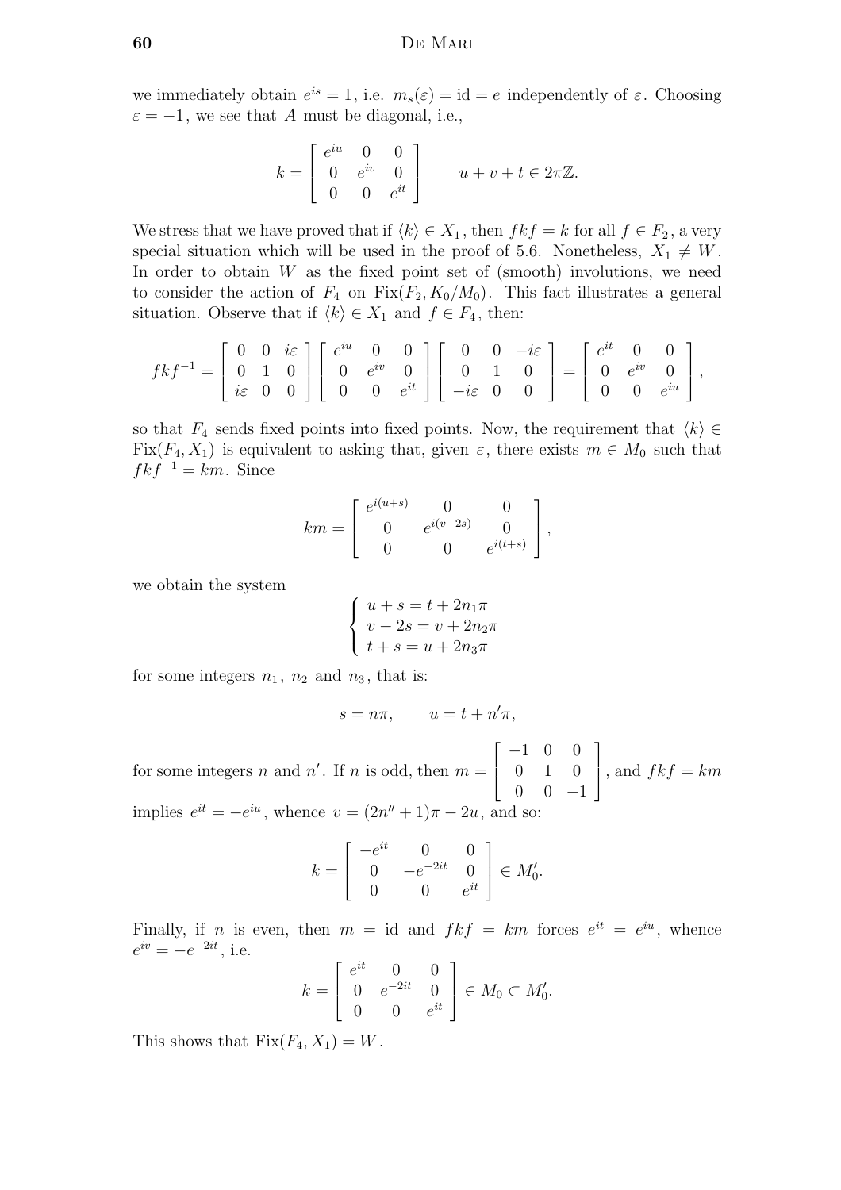we immediately obtain $e^{is} = 1$, i.e. $m_s(\varepsilon) = \mathrm{id} = e$ independently of $\varepsilon$. Choosing $\varepsilon = -1$, we see that $A$ must be diagonal, i.e.,

$$k = \begin{bmatrix} e^{iu} & 0 & 0 \\ 0 & e^{iv} & 0 \\ 0 & 0 & e^{it} \end{bmatrix} \qquad u + v + t \in 2\pi\mathbb{Z}.$$

We stress that we have proved that if $\langle k \rangle \in X_1$, then $fkf = k$ for all $f \in F_2$, a very special situation which will be used in the proof of 5.6. Nonetheless, $X_1 \neq W$. In order to obtain $W$ as the fixed point set of (smooth) involutions, we need to consider the action of $F_4$ on $\mathrm{Fix}(F_2, K_0/M_0)$. This fact illustrates a general situation. Observe that if $\langle k \rangle \in X_1$ and $f \in F_4$, then:

$$fkf^{-1} = \begin{bmatrix} 0 & 0 & i\varepsilon \\ 0 & 1 & 0 \\ i\varepsilon & 0 & 0 \end{bmatrix} \begin{bmatrix} e^{iu} & 0 & 0 \\ 0 & e^{iv} & 0 \\ 0 & 0 & e^{it} \end{bmatrix} \begin{bmatrix} 0 & 0 & -i\varepsilon \\ 0 & 1 & 0 \\ -i\varepsilon & 0 & 0 \end{bmatrix} = \begin{bmatrix} e^{it} & 0 & 0 \\ 0 & e^{iv} & 0 \\ 0 & 0 & e^{iu} \end{bmatrix},$$

so that $F_4$ sends fixed points into fixed points. Now, the requirement that $\langle k \rangle \in \mathrm{Fix}(F_4, X_1)$ is equivalent to asking that, given $\varepsilon$, there exists $m \in M_0$ such that $fkf^{-1} = km$. Since

$$km = \begin{bmatrix} e^{i(u+s)} & 0 & 0 \\ 0 & e^{i(v-2s)} & 0 \\ 0 & 0 & e^{i(t+s)} \end{bmatrix},$$

we obtain the system

$$\begin{cases} u + s = t + 2n_1\pi \\ v - 2s = v + 2n_2\pi \\ t + s = u + 2n_3\pi \end{cases}$$

for some integers $n_1$, $n_2$ and $n_3$, that is:

$$s = n\pi, \qquad u = t + n'\pi,$$

for some integers $n$ and $n'$. If $n$ is odd, then $m = \begin{bmatrix} -1 & 0 & 0 \\ 0 & 1 & 0 \\ 0 & 0 & -1 \end{bmatrix}$, and $fkf = km$ implies $e^{it} = -e^{iu}$, whence $v = (2n'' + 1)\pi - 2u$, and so:

$$k = \begin{bmatrix} -e^{it} & 0 & 0 \\ 0 & -e^{-2it} & 0 \\ 0 & 0 & e^{it} \end{bmatrix} \in M_0'.$$

Finally, if $n$ is even, then $m = \mathrm{id}$ and $fkf = km$ forces $e^{it} = e^{iu}$, whence $e^{iv} = -e^{-2it}$, i.e.

$$k = \begin{bmatrix} e^{it} & 0 & 0 \\ 0 & e^{-2it} & 0 \\ 0 & 0 & e^{it} \end{bmatrix} \in M_0 \subset M_0'.$$

This shows that $\mathrm{Fix}(F_4, X_1) = W$.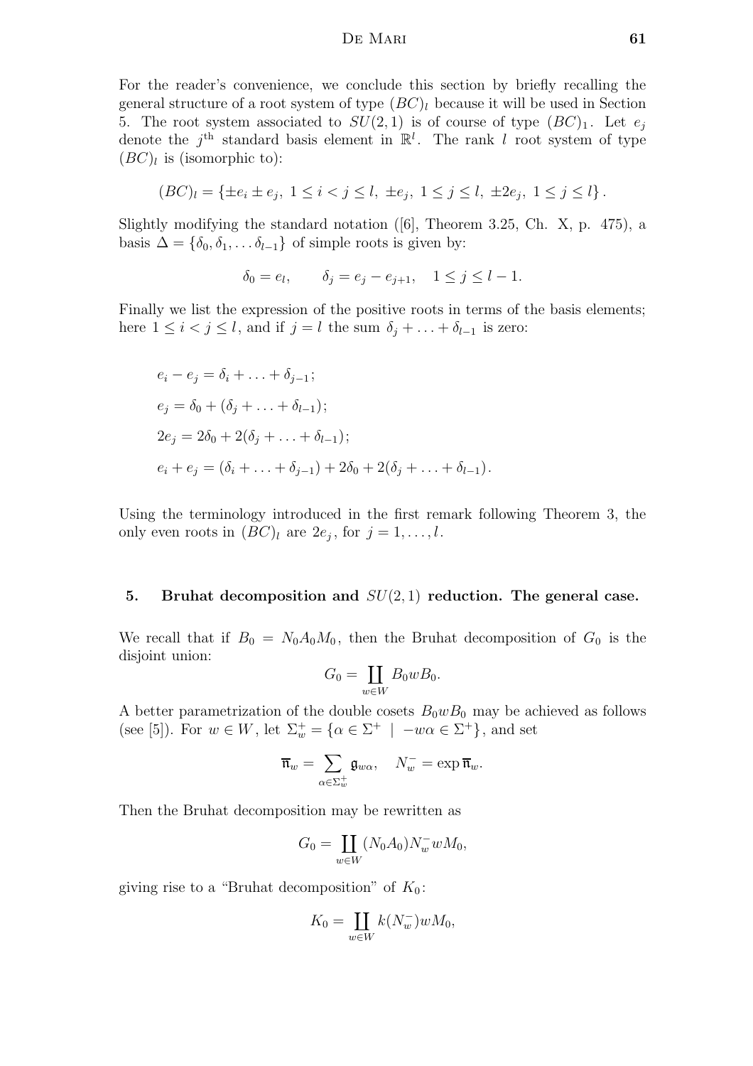For the reader's convenience, we conclude this section by briefly recalling the general structure of a root system of type $(BC)_l$ because it will be used in Section 5. The root system associated to $SU(2,1)$ is of course of type $(BC)_1$. Let $e_j$ denote the $j^{\text{th}}$ standard basis element in $\mathbb{R}^l$. The rank $l$ root system of type $(BC)_l$ is (isomorphic to):

$$(BC)_l = \{\pm e_i \pm e_j,\ 1 \le i < j \le l,\ \pm e_j,\ 1 \le j \le l,\ \pm 2e_j,\ 1 \le j \le l\}.$$

Slightly modifying the standard notation ([6], Theorem 3.25, Ch. X, p. 475), a basis $\Delta = \{\delta_0, \delta_1, \ldots \delta_{l-1}\}$ of simple roots is given by:

$$\delta_0 = e_l, \qquad \delta_j = e_j - e_{j+1}, \quad 1 \le j \le l-1.$$

Finally we list the expression of the positive roots in terms of the basis elements; here $1 \le i < j \le l$, and if $j = l$ the sum $\delta_j + \ldots + \delta_{l-1}$ is zero:

$$\begin{aligned}
&e_i - e_j = \delta_i + \ldots + \delta_{j-1};\\
&e_j = \delta_0 + (\delta_j + \ldots + \delta_{l-1});\\
&2e_j = 2\delta_0 + 2(\delta_j + \ldots + \delta_{l-1});\\
&e_i + e_j = (\delta_i + \ldots + \delta_{j-1}) + 2\delta_0 + 2(\delta_j + \ldots + \delta_{l-1}).
\end{aligned}$$

Using the terminology introduced in the first remark following Theorem 3, the only even roots in $(BC)_l$ are $2e_j$, for $j = 1, \ldots, l$.

## 5. Bruhat decomposition and $SU(2,1)$ reduction. The general case.

We recall that if $B_0 = N_0 A_0 M_0$, then the Bruhat decomposition of $G_0$ is the disjoint union:

$$G_0 = \coprod_{w \in W} B_0 w B_0.$$

A better parametrization of the double cosets $B_0 w B_0$ may be achieved as follows (see [5]). For $w \in W$, let $\Sigma_w^+ = \{\alpha \in \Sigma^+ \mid -w\alpha \in \Sigma^+\}$, and set

$$\overline{\mathfrak{n}}_w = \sum_{\alpha \in \Sigma_w^+} \mathfrak{g}_{w\alpha}, \quad N_w^- = \exp \overline{\mathfrak{n}}_w.$$

Then the Bruhat decomposition may be rewritten as

$$G_0 = \coprod_{w \in W} (N_0 A_0) N_w^- w M_0,$$

giving rise to a "Bruhat decomposition" of $K_0$:

$$K_0 = \coprod_{w \in W} k(N_w^-) w M_0,$$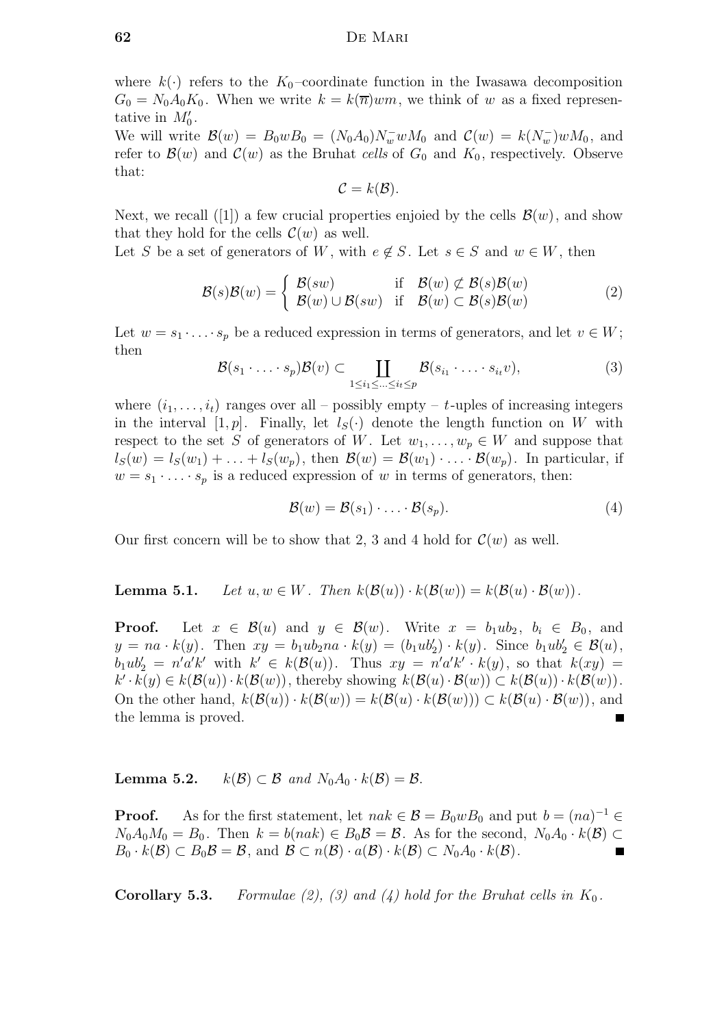where $k(\cdot)$ refers to the $K_0$–coordinate function in the Iwasawa decomposition $G_0 = N_0 A_0 K_0$. When we write $k = k(\overline{n})wm$, we think of $w$ as a fixed representative in $M_0'$.

We will write $\mathcal{B}(w) = B_0 w B_0 = (N_0 A_0) N_w^- w M_0$ and $\mathcal{C}(w) = k(N_w^-) w M_0$, and refer to $\mathcal{B}(w)$ and $\mathcal{C}(w)$ as the Bruhat *cells* of $G_0$ and $K_0$, respectively. Observe that:

$$\mathcal{C} = k(\mathcal{B}).$$

Next, we recall ([1]) a few crucial properties enjoied by the cells $\mathcal{B}(w)$, and show that they hold for the cells $\mathcal{C}(w)$ as well.

Let $S$ be a set of generators of $W$, with $e \notin S$. Let $s \in S$ and $w \in W$, then

$$\mathcal{B}(s)\mathcal{B}(w) = \begin{cases} \mathcal{B}(sw) & \text{if} \quad \mathcal{B}(w) \not\subset \mathcal{B}(s)\mathcal{B}(w) \\ \mathcal{B}(w) \cup \mathcal{B}(sw) & \text{if} \quad \mathcal{B}(w) \subset \mathcal{B}(s)\mathcal{B}(w) \end{cases} \tag{2}$$

Let $w = s_1 \cdot \ldots \cdot s_p$ be a reduced expression in terms of generators, and let $v \in W$; then

$$\mathcal{B}(s_1 \cdot \ldots \cdot s_p)\mathcal{B}(v) \subset \coprod_{1 \le i_1 \le \ldots \le i_t \le p} \mathcal{B}(s_{i_1} \cdot \ldots \cdot s_{i_t} v), \tag{3}$$

where $(i_1, \ldots, i_t)$ ranges over all – possibly empty – $t$-uples of increasing integers in the interval $[1, p]$. Finally, let $l_S(\cdot)$ denote the length function on $W$ with respect to the set $S$ of generators of $W$. Let $w_1, \ldots, w_p \in W$ and suppose that $l_S(w) = l_S(w_1) + \ldots + l_S(w_p)$, then $\mathcal{B}(w) = \mathcal{B}(w_1) \cdot \ldots \cdot \mathcal{B}(w_p)$. In particular, if $w = s_1 \cdot \ldots \cdot s_p$ is a reduced expression of $w$ in terms of generators, then:

$$\mathcal{B}(w) = \mathcal{B}(s_1) \cdot \ldots \cdot \mathcal{B}(s_p). \tag{4}$$

Our first concern will be to show that 2, 3 and 4 hold for $\mathcal{C}(w)$ as well.

**Lemma 5.1.** *Let $u, w \in W$. Then $k(\mathcal{B}(u)) \cdot k(\mathcal{B}(w)) = k(\mathcal{B}(u) \cdot \mathcal{B}(w))$.*

**Proof.** Let $x \in \mathcal{B}(u)$ and $y \in \mathcal{B}(w)$. Write $x = b_1 u b_2$, $b_i \in B_0$, and $y = na \cdot k(y)$. Then $xy = b_1 u b_2 na \cdot k(y) = (b_1 u b_2') \cdot k(y)$. Since $b_1 u b_2' \in \mathcal{B}(u)$, $b_1 u b_2' = n'a'k'$ with $k' \in k(\mathcal{B}(u))$. Thus $xy = n'a'k' \cdot k(y)$, so that $k(xy) = k' \cdot k(y) \in k(\mathcal{B}(u)) \cdot k(\mathcal{B}(w))$, thereby showing $k(\mathcal{B}(u) \cdot \mathcal{B}(w)) \subset k(\mathcal{B}(u)) \cdot k(\mathcal{B}(w))$. On the other hand, $k(\mathcal{B}(u)) \cdot k(\mathcal{B}(w)) = k(\mathcal{B}(u) \cdot k(\mathcal{B}(w))) \subset k(\mathcal{B}(u) \cdot \mathcal{B}(w))$, and the lemma is proved. ∎

**Lemma 5.2.** *$k(\mathcal{B}) \subset \mathcal{B}$ and $N_0 A_0 \cdot k(\mathcal{B}) = \mathcal{B}$.*

**Proof.** As for the first statement, let $nak \in \mathcal{B} = B_0 w B_0$ and put $b = (na)^{-1} \in N_0 A_0 M_0 = B_0$. Then $k = b(nak) \in B_0 \mathcal{B} = \mathcal{B}$. As for the second, $N_0 A_0 \cdot k(\mathcal{B}) \subset B_0 \cdot k(\mathcal{B}) \subset B_0 \mathcal{B} = \mathcal{B}$, and $\mathcal{B} \subset n(\mathcal{B}) \cdot a(\mathcal{B}) \cdot k(\mathcal{B}) \subset N_0 A_0 \cdot k(\mathcal{B})$. ∎

**Corollary 5.3.** *Formulae (2), (3) and (4) hold for the Bruhat cells in $K_0$.*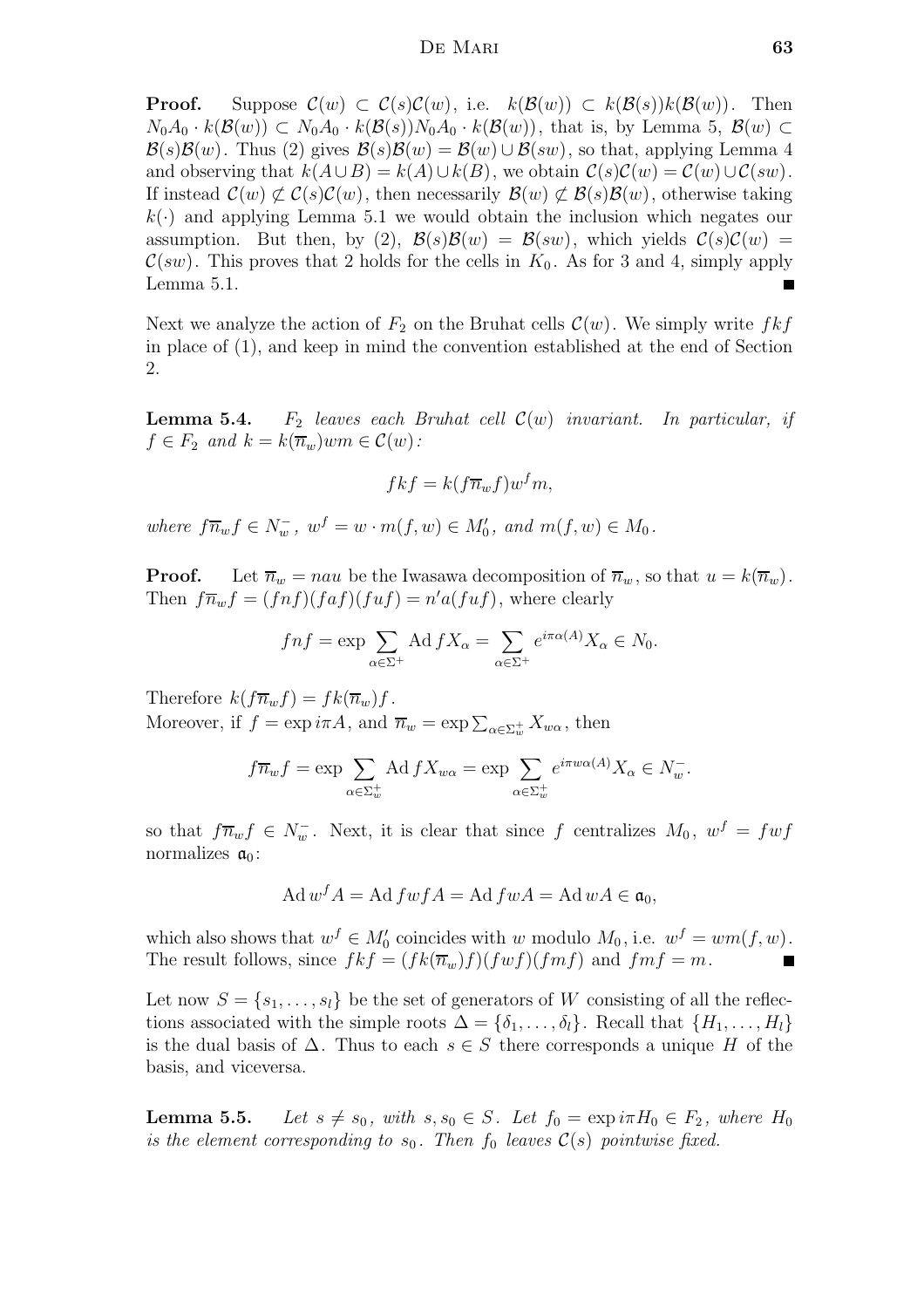**Proof.** Suppose $\mathcal{C}(w) \subset \mathcal{C}(s)\mathcal{C}(w)$, i.e. $k(\mathcal{B}(w)) \subset k(\mathcal{B}(s))k(\mathcal{B}(w))$. Then $N_0A_0 \cdot k(\mathcal{B}(w)) \subset N_0A_0 \cdot k(\mathcal{B}(s))N_0A_0 \cdot k(\mathcal{B}(w))$, that is, by Lemma 5, $\mathcal{B}(w) \subset \mathcal{B}(s)\mathcal{B}(w)$. Thus (2) gives $\mathcal{B}(s)\mathcal{B}(w) = \mathcal{B}(w) \cup \mathcal{B}(sw)$, so that, applying Lemma 4 and observing that $k(A \cup B) = k(A) \cup k(B)$, we obtain $\mathcal{C}(s)\mathcal{C}(w) = \mathcal{C}(w) \cup \mathcal{C}(sw)$. If instead $\mathcal{C}(w) \not\subset \mathcal{C}(s)\mathcal{C}(w)$, then necessarily $\mathcal{B}(w) \not\subset \mathcal{B}(s)\mathcal{B}(w)$, otherwise taking $k(\cdot)$ and applying Lemma 5.1 we would obtain the inclusion which negates our assumption. But then, by (2), $\mathcal{B}(s)\mathcal{B}(w) = \mathcal{B}(sw)$, which yields $\mathcal{C}(s)\mathcal{C}(w) = \mathcal{C}(sw)$. This proves that 2 holds for the cells in $K_0$. As for 3 and 4, simply apply Lemma 5.1. ∎

Next we analyze the action of $F_2$ on the Bruhat cells $\mathcal{C}(w)$. We simply write $fkf$ in place of (1), and keep in mind the convention established at the end of Section 2.

**Lemma 5.4.** *$F_2$ leaves each Bruhat cell $\mathcal{C}(w)$ invariant. In particular, if $f \in F_2$ and $k = k(\overline{n}_w)wm \in \mathcal{C}(w)$:*

$$fkf = k(f\overline{n}_w f)w^f m,$$

*where $f\overline{n}_w f \in N_w^-$, $w^f = w \cdot m(f,w) \in M_0'$, and $m(f,w) \in M_0$.*

**Proof.** Let $\overline{n}_w = nau$ be the Iwasawa decomposition of $\overline{n}_w$, so that $u = k(\overline{n}_w)$. Then $f\overline{n}_w f = (fnf)(faf)(fuf) = n'a(fuf)$, where clearly

$$fnf = \exp \sum_{\alpha\in\Sigma^+} \operatorname{Ad} f X_\alpha = \sum_{\alpha\in\Sigma^+} e^{i\pi\alpha(A)} X_\alpha \in N_0.$$

Therefore $k(f\overline{n}_w f) = fk(\overline{n}_w)f$.
Moreover, if $f = \exp i\pi A$, and $\overline{n}_w = \exp \sum_{\alpha\in\Sigma_w^+} X_{w\alpha}$, then

$$f\overline{n}_w f = \exp \sum_{\alpha\in\Sigma_w^+} \operatorname{Ad} f X_{w\alpha} = \exp \sum_{\alpha\in\Sigma_w^+} e^{i\pi w\alpha(A)} X_\alpha \in N_w^-.$$

so that $f\overline{n}_w f \in N_w^-$. Next, it is clear that since $f$ centralizes $M_0$, $w^f = fwf$ normalizes $\mathfrak{a}_0$:

$$\operatorname{Ad} w^f A = \operatorname{Ad} fwfA = \operatorname{Ad} fwA = \operatorname{Ad} wA \in \mathfrak{a}_0,$$

which also shows that $w^f \in M_0'$ coincides with $w$ modulo $M_0$, i.e. $w^f = wm(f,w)$. The result follows, since $fkf = (fk(\overline{n}_w)f)(fwf)(fmf)$ and $fmf = m$. ∎

Let now $S = \{s_1, \ldots, s_l\}$ be the set of generators of $W$ consisting of all the reflections associated with the simple roots $\Delta = \{\delta_1, \ldots, \delta_l\}$. Recall that $\{H_1, \ldots, H_l\}$ is the dual basis of $\Delta$. Thus to each $s \in S$ there corresponds a unique $H$ of the basis, and viceversa.

**Lemma 5.5.** *Let $s \neq s_0$, with $s, s_0 \in S$. Let $f_0 = \exp i\pi H_0 \in F_2$, where $H_0$ is the element corresponding to $s_0$. Then $f_0$ leaves $\mathcal{C}(s)$ pointwise fixed.*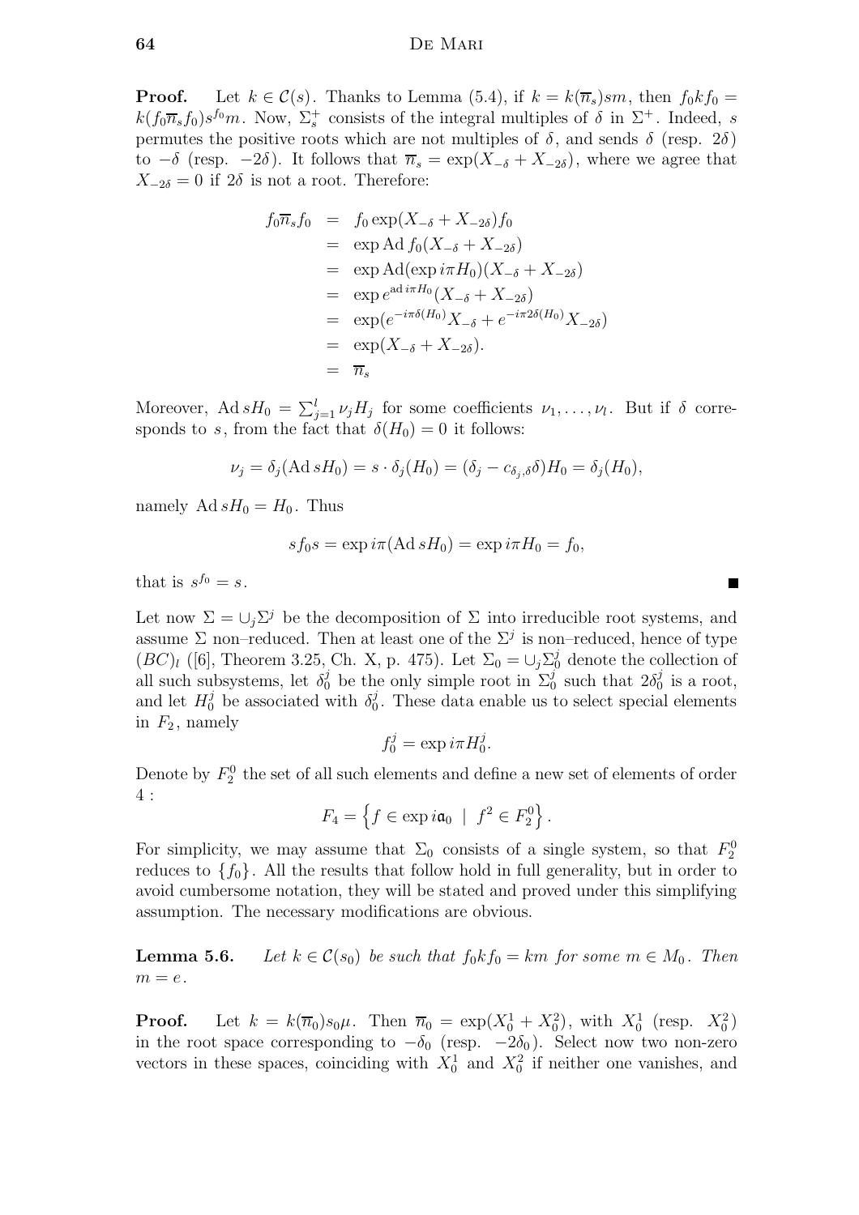**Proof.** Let $k \in \mathcal{C}(s)$. Thanks to Lemma (5.4), if $k = k(\overline{n}_s)sm$, then $f_0 k f_0 = k(f_0 \overline{n}_s f_0) s^{f_0} m$. Now, $\Sigma_s^+$ consists of the integral multiples of $\delta$ in $\Sigma^+$. Indeed, $s$ permutes the positive roots which are not multiples of $\delta$, and sends $\delta$ (resp. $2\delta$) to $-\delta$ (resp. $-2\delta$). It follows that $\overline{n}_s = \exp(X_{-\delta} + X_{-2\delta})$, where we agree that $X_{-2\delta} = 0$ if $2\delta$ is not a root. Therefore:

$$
\begin{aligned}
f_0 \overline{n}_s f_0 &= f_0 \exp(X_{-\delta} + X_{-2\delta}) f_0 \\
&= \exp \operatorname{Ad} f_0 (X_{-\delta} + X_{-2\delta}) \\
&= \exp \operatorname{Ad}(\exp i\pi H_0)(X_{-\delta} + X_{-2\delta}) \\
&= \exp e^{\operatorname{ad} i\pi H_0}(X_{-\delta} + X_{-2\delta}) \\
&= \exp(e^{-i\pi\delta(H_0)} X_{-\delta} + e^{-i\pi 2\delta(H_0)} X_{-2\delta}) \\
&= \exp(X_{-\delta} + X_{-2\delta}). \\
&= \overline{n}_s
\end{aligned}
$$

Moreover, $\operatorname{Ad} sH_0 = \sum_{j=1}^{l} \nu_j H_j$ for some coefficients $\nu_1, \ldots, \nu_l$. But if $\delta$ corresponds to $s$, from the fact that $\delta(H_0) = 0$ it follows:

$$
\nu_j = \delta_j(\operatorname{Ad} sH_0) = s \cdot \delta_j(H_0) = (\delta_j - c_{\delta_j,\delta}\delta) H_0 = \delta_j(H_0),
$$

namely $\operatorname{Ad} sH_0 = H_0$. Thus

$$
s f_0 s = \exp i\pi(\operatorname{Ad} sH_0) = \exp i\pi H_0 = f_0,
$$

that is $s^{f_0} = s$. ∎

Let now $\Sigma = \cup_j \Sigma^j$ be the decomposition of $\Sigma$ into irreducible root systems, and assume $\Sigma$ non–reduced. Then at least one of the $\Sigma^j$ is non–reduced, hence of type $(BC)_l$ ([6], Theorem 3.25, Ch. X, p. 475). Let $\Sigma_0 = \cup_j \Sigma_0^j$ denote the collection of all such subsystems, let $\delta_0^j$ be the only simple root in $\Sigma_0^j$ such that $2\delta_0^j$ is a root, and let $H_0^j$ be associated with $\delta_0^j$. These data enable us to select special elements in $F_2$, namely

$$
f_0^j = \exp i\pi H_0^j.
$$

Denote by $F_2^0$ the set of all such elements and define a new set of elements of order 4 :

$$
F_4 = \left\{ f \in \exp i\mathfrak{a}_0 \;\mid\; f^2 \in F_2^0 \right\}.
$$

For simplicity, we may assume that $\Sigma_0$ consists of a single system, so that $F_2^0$ reduces to $\{f_0\}$. All the results that follow hold in full generality, but in order to avoid cumbersome notation, they will be stated and proved under this simplifying assumption. The necessary modifications are obvious.

**Lemma 5.6.** *Let $k \in \mathcal{C}(s_0)$ be such that $f_0 k f_0 = km$ for some $m \in M_0$. Then $m = e$.*

**Proof.** Let $k = k(\overline{n}_0)s_0\mu$. Then $\overline{n}_0 = \exp(X_0^1 + X_0^2)$, with $X_0^1$ (resp. $X_0^2$) in the root space corresponding to $-\delta_0$ (resp. $-2\delta_0$). Select now two non-zero vectors in these spaces, coinciding with $X_0^1$ and $X_0^2$ if neither one vanishes, and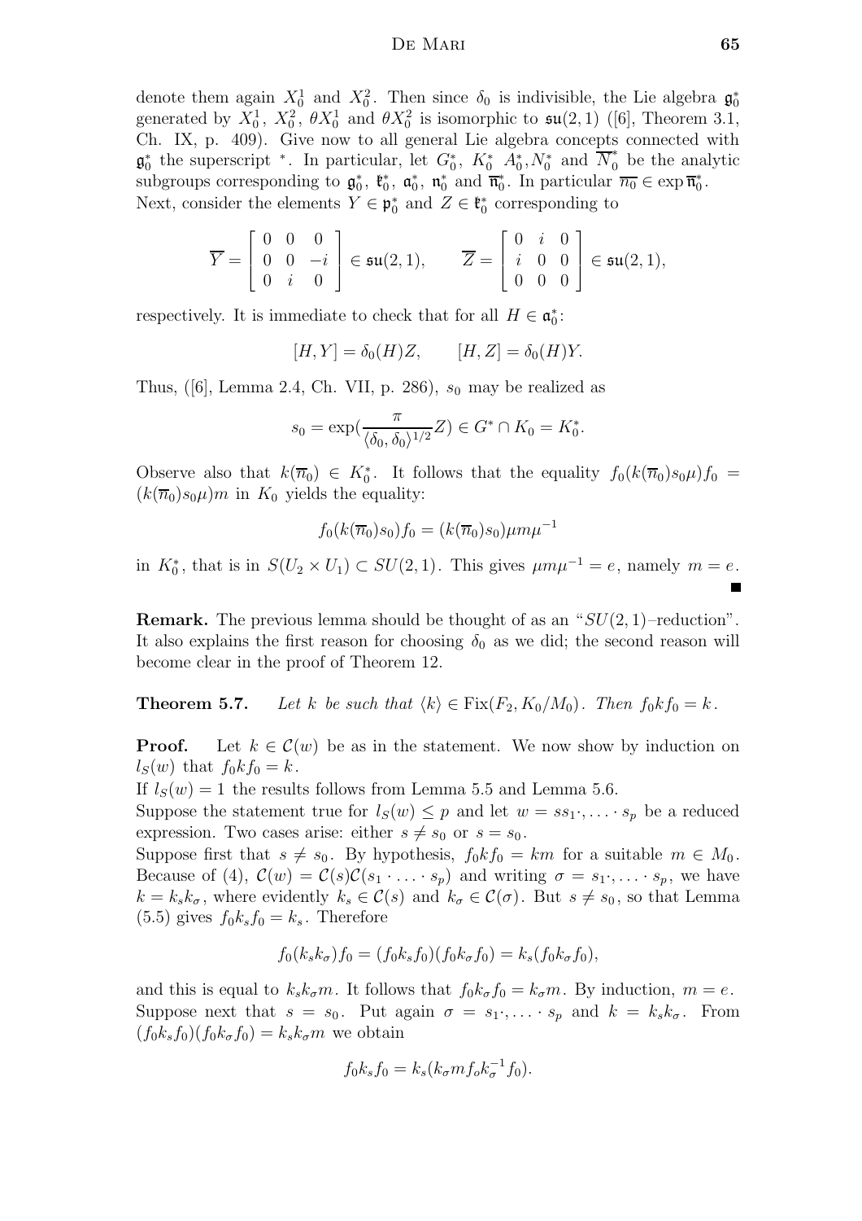denote them again $X_0^1$ and $X_0^2$. Then since $\delta_0$ is indivisible, the Lie algebra $\mathfrak{g}_0^*$ generated by $X_0^1$, $X_0^2$, $\theta X_0^1$ and $\theta X_0^2$ is isomorphic to $\mathfrak{su}(2,1)$ ([6], Theorem 3.1, Ch. IX, p. 409). Give now to all general Lie algebra concepts connected with $\mathfrak{g}_0^*$ the superscript $^*$. In particular, let $G_0^*$, $K_0^*$ $A_0^*, N_0^*$ and $\overline{N}_0^*$ be the analytic subgroups corresponding to $\mathfrak{g}_0^*$, $\mathfrak{k}_0^*$, $\mathfrak{a}_0^*$, $\mathfrak{n}_0^*$ and $\overline{\mathfrak{n}}_0^*$. In particular $\overline{n_0} \in \exp \overline{\mathfrak{n}}_0^*$. Next, consider the elements $Y \in \mathfrak{p}_0^*$ and $Z \in \mathfrak{k}_0^*$ corresponding to

$$\overline{Y} = \begin{bmatrix} 0 & 0 & 0 \\ 0 & 0 & -i \\ 0 & i & 0 \end{bmatrix} \in \mathfrak{su}(2,1), \qquad \overline{Z} = \begin{bmatrix} 0 & i & 0 \\ i & 0 & 0 \\ 0 & 0 & 0 \end{bmatrix} \in \mathfrak{su}(2,1),$$

respectively. It is immediate to check that for all $H \in \mathfrak{a}_0^*$:

$$[H, Y] = \delta_0(H) Z, \qquad [H, Z] = \delta_0(H) Y.$$

Thus, ([6], Lemma 2.4, Ch. VII, p. 286), $s_0$ may be realized as

$$s_0 = \exp\left(\frac{\pi}{\langle \delta_0, \delta_0 \rangle^{1/2}} Z\right) \in G^* \cap K_0 = K_0^*.$$

Observe also that $k(\overline{n}_0) \in K_0^*$. It follows that the equality $f_0(k(\overline{n}_0)s_0\mu)f_0 = (k(\overline{n}_0)s_0\mu)m$ in $K_0$ yields the equality:

$$f_0(k(\overline{n}_0)s_0)f_0 = (k(\overline{n}_0)s_0)\mu m \mu^{-1}$$

in $K_0^*$, that is in $S(U_2 \times U_1) \subset SU(2,1)$. This gives $\mu m \mu^{-1} = e$, namely $m = e$. ∎

**Remark.** The previous lemma should be thought of as an "$SU(2,1)$–reduction". It also explains the first reason for choosing $\delta_0$ as we did; the second reason will become clear in the proof of Theorem 12.

**Theorem 5.7.** *Let $k$ be such that $\langle k \rangle \in \mathrm{Fix}(F_2, K_0/M_0)$. Then $f_0 k f_0 = k$.*

**Proof.** Let $k \in \mathcal{C}(w)$ be as in the statement. We now show by induction on $l_S(w)$ that $f_0 k f_0 = k$.

If $l_S(w) = 1$ the results follows from Lemma 5.5 and Lemma 5.6.

Suppose the statement true for $l_S(w) \leq p$ and let $w = s s_1 \cdot, \ldots \cdot s_p$ be a reduced expression. Two cases arise: either $s \neq s_0$ or $s = s_0$.

Suppose first that $s \neq s_0$. By hypothesis, $f_0 k f_0 = km$ for a suitable $m \in M_0$. Because of (4), $\mathcal{C}(w) = \mathcal{C}(s)\mathcal{C}(s_1 \cdot \ldots \cdot s_p)$ and writing $\sigma = s_1 \cdot, \ldots \cdot s_p$, we have $k = k_s k_\sigma$, where evidently $k_s \in \mathcal{C}(s)$ and $k_\sigma \in \mathcal{C}(\sigma)$. But $s \neq s_0$, so that Lemma (5.5) gives $f_0 k_s f_0 = k_s$. Therefore

$$f_0(k_s k_\sigma) f_0 = (f_0 k_s f_0)(f_0 k_\sigma f_0) = k_s (f_0 k_\sigma f_0),$$

and this is equal to $k_s k_\sigma m$. It follows that $f_0 k_\sigma f_0 = k_\sigma m$. By induction, $m = e$.

Suppose next that $s = s_0$. Put again $\sigma = s_1 \cdot, \ldots \cdot s_p$ and $k = k_s k_\sigma$. From $(f_0 k_s f_0)(f_0 k_\sigma f_0) = k_s k_\sigma m$ we obtain

$$f_0 k_s f_0 = k_s (k_\sigma m f_o k_\sigma^{-1} f_0).$$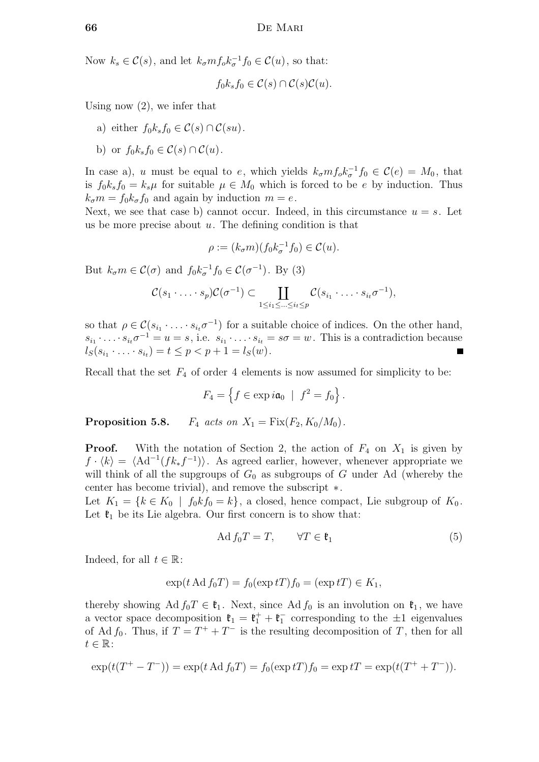Now $k_s \in \mathcal{C}(s)$, and let $k_\sigma m f_o k_\sigma^{-1} f_0 \in \mathcal{C}(u)$, so that:

$$f_0 k_s f_0 \in \mathcal{C}(s) \cap \mathcal{C}(s)\mathcal{C}(u).$$

Using now (2), we infer that

a) either $f_0 k_s f_0 \in \mathcal{C}(s) \cap \mathcal{C}(su)$.

b) or $f_0 k_s f_0 \in \mathcal{C}(s) \cap \mathcal{C}(u)$.

In case a), $u$ must be equal to $e$, which yields $k_\sigma m f_o k_\sigma^{-1} f_0 \in \mathcal{C}(e) = M_0$, that is $f_0 k_s f_0 = k_s \mu$ for suitable $\mu \in M_0$ which is forced to be $e$ by induction. Thus $k_\sigma m = f_0 k_\sigma f_0$ and again by induction $m = e$.

Next, we see that case b) cannot occur. Indeed, in this circumstance $u = s$. Let us be more precise about $u$. The defining condition is that

$$\rho := (k_\sigma m)(f_0 k_\sigma^{-1} f_0) \in \mathcal{C}(u).$$

But $k_\sigma m \in \mathcal{C}(\sigma)$ and $f_0 k_\sigma^{-1} f_0 \in \mathcal{C}(\sigma^{-1})$. By (3)

$$\mathcal{C}(s_1 \cdot \ldots \cdot s_p)\mathcal{C}(\sigma^{-1}) \subset \coprod_{1 \leq i_1 \leq \ldots \leq i_t \leq p} \mathcal{C}(s_{i_1} \cdot \ldots \cdot s_{i_t} \sigma^{-1}),$$

so that $\rho \in \mathcal{C}(s_{i_1} \cdot \ldots \cdot s_{i_t} \sigma^{-1})$ for a suitable choice of indices. On the other hand, $s_{i_1} \cdot \ldots \cdot s_{i_t} \sigma^{-1} = u = s$, i.e. $s_{i_1} \cdot \ldots \cdot s_{i_t} = s\sigma = w$. This is a contradiction because $l_S(s_{i_1} \cdot \ldots \cdot s_{i_t}) = t \leq p < p + 1 = l_S(w)$. ∎

Recall that the set $F_4$ of order 4 elements is now assumed for simplicity to be:

$$F_4 = \left\{ f \in \exp i\mathfrak{a}_0 \;\mid\; f^2 = f_0 \right\}.$$

**Proposition 5.8.** *$F_4$ acts on $X_1 = \mathrm{Fix}(F_2, K_0/M_0)$.*

**Proof.** With the notation of Section 2, the action of $F_4$ on $X_1$ is given by $f \cdot \langle k \rangle = \langle \mathrm{Ad}^{-1}(f k_* f^{-1}) \rangle$. As agreed earlier, however, whenever appropriate we will think of all the supgroups of $G_0$ as subgroups of $G$ under Ad (whereby the center has become trivial), and remove the subscript $*$.

Let $K_1 = \{ k \in K_0 \;\mid\; f_0 k f_0 = k \}$, a closed, hence compact, Lie subgroup of $K_0$. Let $\mathfrak{k}_1$ be its Lie algebra. Our first concern is to show that:

$$\mathrm{Ad}\, f_0 T = T, \qquad \forall T \in \mathfrak{k}_1 \tag{5}$$

Indeed, for all $t \in \mathbb{R}$:

$$\exp(t \,\mathrm{Ad}\, f_0 T) = f_0 (\exp tT) f_0 = (\exp tT) \in K_1,$$

thereby showing $\mathrm{Ad}\, f_0 T \in \mathfrak{k}_1$. Next, since $\mathrm{Ad}\, f_0$ is an involution on $\mathfrak{k}_1$, we have a vector space decomposition $\mathfrak{k}_1 = \mathfrak{k}_1^+ + \mathfrak{k}_1^-$ corresponding to the $\pm 1$ eigenvalues of $\mathrm{Ad}\, f_0$. Thus, if $T = T^+ + T^-$ is the resulting decomposition of $T$, then for all $t \in \mathbb{R}$:

$$\exp(t(T^+ - T^-)) = \exp(t \,\mathrm{Ad}\, f_0 T) = f_0 (\exp tT) f_0 = \exp tT = \exp(t(T^+ + T^-)).$$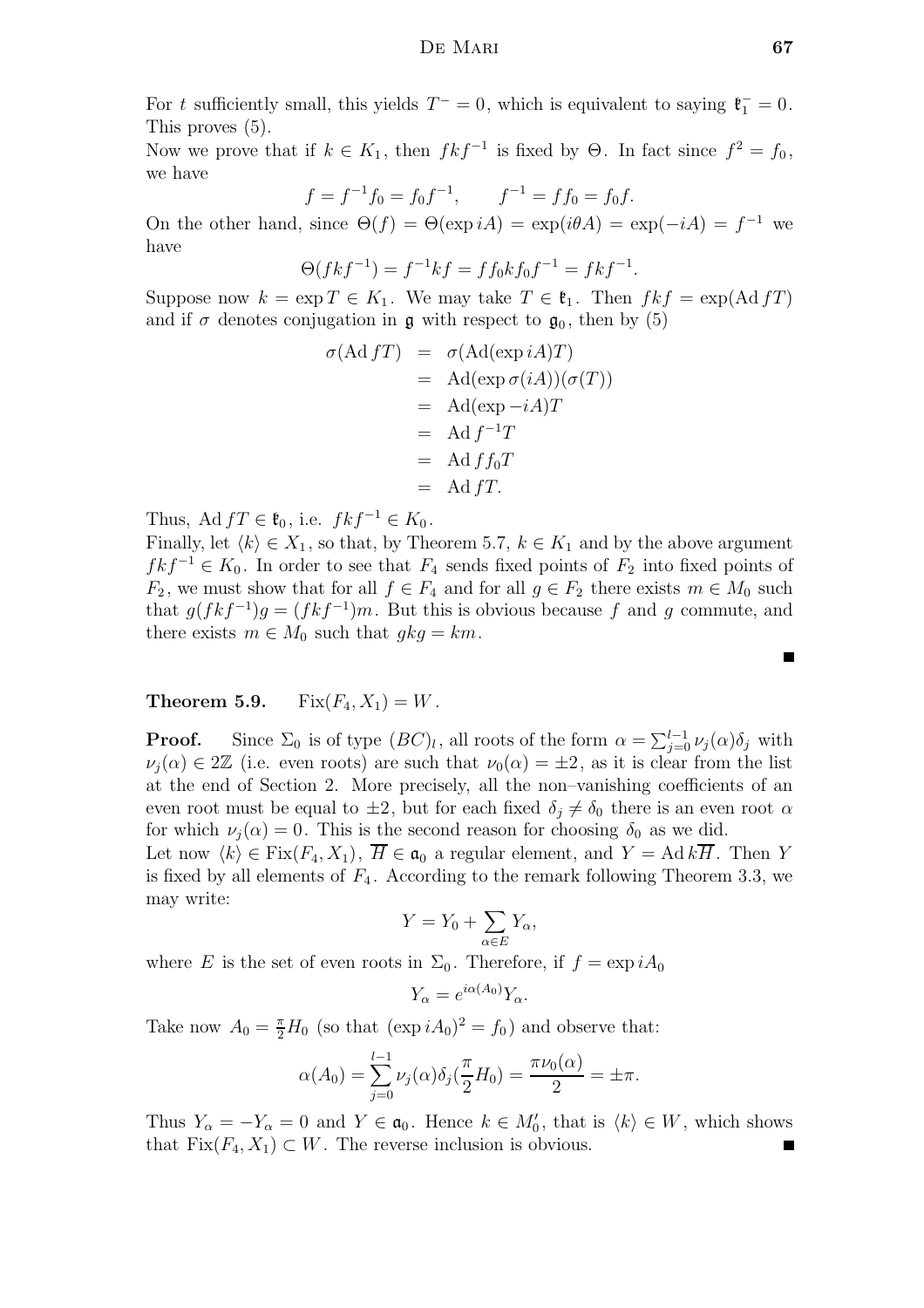For $t$ sufficiently small, this yields $T^- = 0$, which is equivalent to saying $\mathfrak{k}_1^- = 0$. This proves (5).

Now we prove that if $k \in K_1$, then $fkf^{-1}$ is fixed by $\Theta$. In fact since $f^2 = f_0$, we have

$$f = f^{-1}f_0 = f_0 f^{-1}, \qquad f^{-1} = ff_0 = f_0 f.$$

On the other hand, since $\Theta(f) = \Theta(\exp iA) = \exp(i\theta A) = \exp(-iA) = f^{-1}$ we have

$$\Theta(fkf^{-1}) = f^{-1}kf = ff_0kf_0f^{-1} = fkf^{-1}.$$

Suppose now $k = \exp T \in K_1$. We may take $T \in \mathfrak{k}_1$. Then $fkf = \exp(\operatorname{Ad} fT)$ and if $\sigma$ denotes conjugation in $\mathfrak{g}$ with respect to $\mathfrak{g}_0$, then by (5)

$$\begin{aligned}
\sigma(\operatorname{Ad} fT) &= \sigma(\operatorname{Ad}(\exp iA)T) \\
&= \operatorname{Ad}(\exp \sigma(iA))(\sigma(T)) \\
&= \operatorname{Ad}(\exp -iA)T \\
&= \operatorname{Ad} f^{-1}T \\
&= \operatorname{Ad} ff_0T \\
&= \operatorname{Ad} fT.
\end{aligned}$$

Thus, $\operatorname{Ad} fT \in \mathfrak{k}_0$, i.e. $fkf^{-1} \in K_0$.

Finally, let $\langle k \rangle \in X_1$, so that, by Theorem 5.7, $k \in K_1$ and by the above argument $fkf^{-1} \in K_0$. In order to see that $F_4$ sends fixed points of $F_2$ into fixed points of $F_2$, we must show that for all $f \in F_4$ and for all $g \in F_2$ there exists $m \in M_0$ such that $g(fkf^{-1})g = (fkf^{-1})m$. But this is obvious because $f$ and $g$ commute, and there exists $m \in M_0$ such that $gkg = km$. ∎

**Theorem 5.9.** $\operatorname{Fix}(F_4, X_1) = W$.

**Proof.** Since $\Sigma_0$ is of type $(BC)_l$, all roots of the form $\alpha = \sum_{j=0}^{l-1} \nu_j(\alpha)\delta_j$ with $\nu_j(\alpha) \in 2\mathbb{Z}$ (i.e. even roots) are such that $\nu_0(\alpha) = \pm 2$, as it is clear from the list at the end of Section 2. More precisely, all the non–vanishing coefficients of an even root must be equal to $\pm 2$, but for each fixed $\delta_j \neq \delta_0$ there is an even root $\alpha$ for which $\nu_j(\alpha) = 0$. This is the second reason for choosing $\delta_0$ as we did.

Let now $\langle k \rangle \in \operatorname{Fix}(F_4, X_1)$, $\overline{H} \in \mathfrak{a}_0$ a regular element, and $Y = \operatorname{Ad} k\overline{H}$. Then $Y$ is fixed by all elements of $F_4$. According to the remark following Theorem 3.3, we may write:

$$Y = Y_0 + \sum_{\alpha \in E} Y_\alpha,$$

where $E$ is the set of even roots in $\Sigma_0$. Therefore, if $f = \exp iA_0$

$$Y_\alpha = e^{i\alpha(A_0)}Y_\alpha.$$

Take now $A_0 = \frac{\pi}{2}H_0$ (so that $(\exp iA_0)^2 = f_0$) and observe that:

$$\alpha(A_0) = \sum_{j=0}^{l-1} \nu_j(\alpha)\delta_j(\frac{\pi}{2}H_0) = \frac{\pi\nu_0(\alpha)}{2} = \pm\pi.$$

Thus $Y_\alpha = -Y_\alpha = 0$ and $Y \in \mathfrak{a}_0$. Hence $k \in M_0'$, that is $\langle k \rangle \in W$, which shows that $\operatorname{Fix}(F_4, X_1) \subset W$. The reverse inclusion is obvious. ∎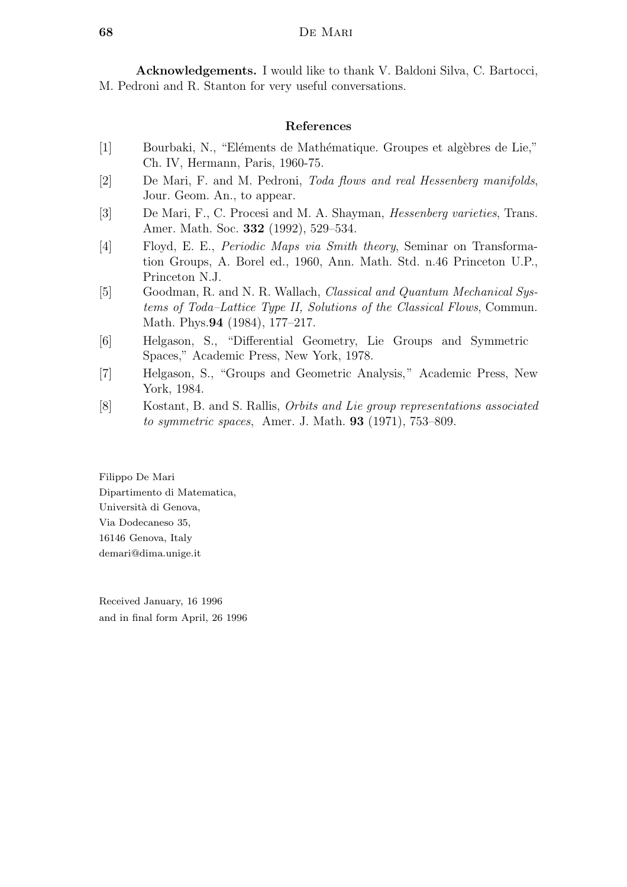**Acknowledgements.** I would like to thank V. Baldoni Silva, C. Bartocci, M. Pedroni and R. Stanton for very useful conversations.

## References

[1] Bourbaki, N., "Eléments de Mathématique. Groupes et algèbres de Lie," Ch. IV, Hermann, Paris, 1960-75.

[2] De Mari, F. and M. Pedroni, *Toda flows and real Hessenberg manifolds*, Jour. Geom. An., to appear.

[3] De Mari, F., C. Procesi and M. A. Shayman, *Hessenberg varieties*, Trans. Amer. Math. Soc. **332** (1992), 529–534.

[4] Floyd, E. E., *Periodic Maps via Smith theory*, Seminar on Transformation Groups, A. Borel ed., 1960, Ann. Math. Std. n.46 Princeton U.P., Princeton N.J.

[5] Goodman, R. and N. R. Wallach, *Classical and Quantum Mechanical Systems of Toda–Lattice Type II, Solutions of the Classical Flows*, Commun. Math. Phys.**94** (1984), 177–217.

[6] Helgason, S., "Differential Geometry, Lie Groups and Symmetric Spaces," Academic Press, New York, 1978.

[7] Helgason, S., "Groups and Geometric Analysis," Academic Press, New York, 1984.

[8] Kostant, B. and S. Rallis, *Orbits and Lie group representations associated to symmetric spaces*, Amer. J. Math. **93** (1971), 753–809.

Filippo De Mari
Dipartimento di Matematica,
Università di Genova,
Via Dodecaneso 35,
16146 Genova, Italy
demari@dima.unige.it

Received January, 16 1996
and in final form April, 26 1996